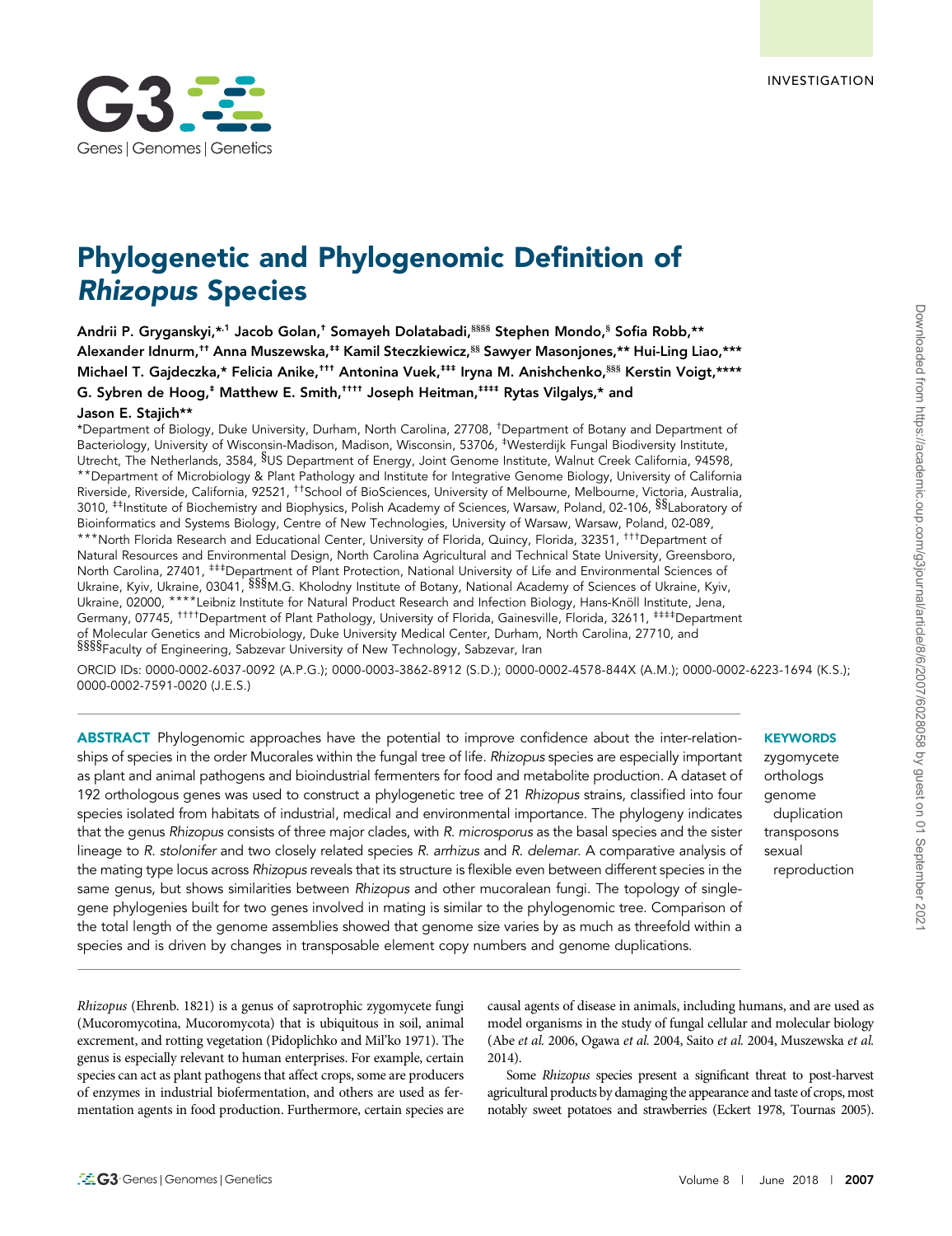INVESTIGATION

# Phylogenetic and Phylogenomic Definition of *Rhizopus* Species

**Andrii P. Gryganskyi,*[,1] Jacob Golan,† Somayeh Dolatabadi,§§§§ Stephen Mondo,§ Sofia Robb,\*\* Alexander Idnurm,†† Anna Muszewska,‡‡ Kamil Steczkiewicz,§§ Sawyer Masonjones,\*\* Hui-Ling Liao,\*\*\* Michael T. Gajdeczka,* Felicia Anike,††† Antonina Vuek,‡‡‡ Iryna M. Anishchenko,§§§ Kerstin Voigt,\*\*\*\* G. Sybren de Hoog,‡ Matthew E. Smith,†††† Joseph Heitman,‡‡‡‡ Rytas Vilgalys,* and Jason E. Stajich\*\***

*Department of Biology, Duke University, Durham, North Carolina, 27708, †Department of Botany and Department of Bacteriology, University of Wisconsin-Madison, Madison, Wisconsin, 53706, ‡Westerdijk Fungal Biodiversity Institute, Utrecht, The Netherlands, 3584, §US Department of Energy, Joint Genome Institute, Walnut Creek California, 94598, \*\*Department of Microbiology & Plant Pathology and Institute for Integrative Genome Biology, University of California Riverside, Riverside, California, 92521, ††School of BioSciences, University of Melbourne, Melbourne, Victoria, Australia, 3010, ‡‡Institute of Biochemistry and Biophysics, Polish Academy of Sciences, Warsaw, Poland, 02-106, §§Laboratory of Bioinformatics and Systems Biology, Centre of New Technologies, University of Warsaw, Warsaw, Poland, 02-089, \*\*\*North Florida Research and Educational Center, University of Florida, Quincy, Florida, 32351, †††Department of Natural Resources and Environmental Design, North Carolina Agricultural and Technical State University, Greensboro, North Carolina, 27401, ‡‡‡Department of Plant Protection, National University of Life and Environmental Sciences of Ukraine, Kyiv, Ukraine, 03041, §§§M.G. Kholodny Institute of Botany, National Academy of Sciences of Ukraine, Kyiv, Ukraine, 02000, \*\*\*\*Leibniz Institute for Natural Product Research and Infection Biology, Hans-Knöll Institute, Jena, Germany, 07745, ††††Department of Plant Pathology, University of Florida, Gainesville, Florida, 32611, ‡‡‡‡Department of Molecular Genetics and Microbiology, Duke University Medical Center, Durham, North Carolina, 27710, and §§§§Faculty of Engineering, Sabzevar University of New Technology, Sabzevar, Iran

ORCID IDs: 0000-0002-6037-0092 (A.P.G.); 0000-0003-3862-8912 (S.D.); 0000-0002-4578-844X (A.M.); 0000-0002-6223-1694 (K.S.); 0000-0002-7591-0020 (J.E.S.)

**ABSTRACT** Phylogenomic approaches have the potential to improve confidence about the inter-relationships of species in the order Mucorales within the fungal tree of life. *Rhizopus* species are especially important as plant and animal pathogens and bioindustrial fermenters for food and metabolite production. A dataset of 192 orthologous genes was used to construct a phylogenetic tree of 21 *Rhizopus* strains, classified into four species isolated from habitats of industrial, medical and environmental importance. The phylogeny indicates that the genus *Rhizopus* consists of three major clades, with *R. microsporus* as the basal species and the sister lineage to *R. stolonifer* and two closely related species *R. arrhizus* and *R. delemar*. A comparative analysis of the mating type locus across *Rhizopus* reveals that its structure is flexible even between different species in the same genus, but shows similarities between *Rhizopus* and other mucoralean fungi. The topology of single-gene phylogenies built for two genes involved in mating is similar to the phylogenomic tree. Comparison of the total length of the genome assemblies showed that genome size varies by as much as threefold within a species and is driven by changes in transposable element copy numbers and genome duplications.

**KEYWORDS**
zygomycete
orthologs
genome duplication
transposons
sexual reproduction

*Rhizopus* (Ehrenb. 1821) is a genus of saprotrophic zygomycete fungi (Mucoromycotina, Mucoromycota) that is ubiquitous in soil, animal excrement, and rotting vegetation (Pidoplichko and Mil'ko 1971). The genus is especially relevant to human enterprises. For example, certain species can act as plant pathogens that affect crops, some are producers of enzymes in industrial biofermentation, and others are used as fermentation agents in food production. Furthermore, certain species are causal agents of disease in animals, including humans, and are used as model organisms in the study of fungal cellular and molecular biology (Abe *et al.* 2006, Ogawa *et al.* 2004, Saito *et al.* 2004, Muszewska *et al.* 2014).

Some *Rhizopus* species present a significant threat to post-harvest agricultural products by damaging the appearance and taste of crops, most notably sweet potatoes and strawberries (Eckert 1978, Tournas 2005).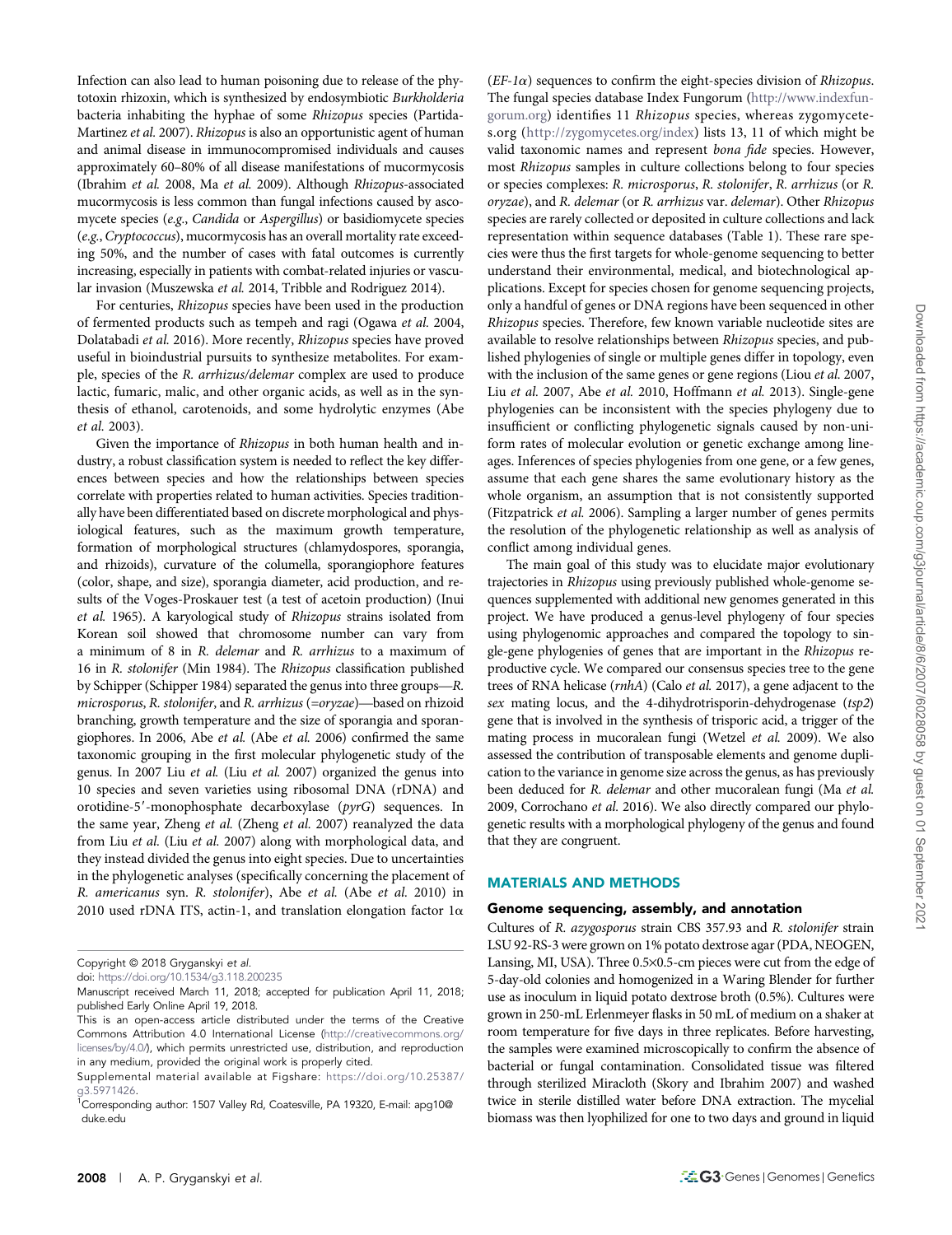Infection can also lead to human poisoning due to release of the phytotoxin rhizoxin, which is synthesized by endosymbiotic *Burkholderia* bacteria inhabiting the hyphae of some *Rhizopus* species (Partida-Martinez *et al.* 2007). *Rhizopus* is also an opportunistic agent of human and animal disease in immunocompromised individuals and causes approximately 60–80% of all disease manifestations of mucormycosis (Ibrahim *et al.* 2008, Ma *et al.* 2009). Although *Rhizopus*-associated mucormycosis is less common than fungal infections caused by ascomycete species (*e.g.*, *Candida* or *Aspergillus*) or basidiomycete species (*e.g.*, *Cryptococcus*), mucormycosis has an overall mortality rate exceeding 50%, and the number of cases with fatal outcomes is currently increasing, especially in patients with combat-related injuries or vascular invasion (Muszewska *et al.* 2014, Tribble and Rodriguez 2014).

For centuries, *Rhizopus* species have been used in the production of fermented products such as tempeh and ragi (Ogawa *et al.* 2004, Dolatabadi *et al.* 2016). More recently, *Rhizopus* species have proved useful in bioindustrial pursuits to synthesize metabolites. For example, species of the *R. arrhizus/delemar* complex are used to produce lactic, fumaric, malic, and other organic acids, as well as in the synthesis of ethanol, carotenoids, and some hydrolytic enzymes (Abe *et al.* 2003).

Given the importance of *Rhizopus* in both human health and industry, a robust classification system is needed to reflect the key differences between species and how the relationships between species correlate with properties related to human activities. Species traditionally have been differentiated based on discrete morphological and physiological features, such as the maximum growth temperature, formation of morphological structures (chlamydospores, sporangia, and rhizoids), curvature of the columella, sporangiophore features (color, shape, and size), sporangia diameter, acid production, and results of the Voges-Proskauer test (a test of acetoin production) (Inui *et al.* 1965). A karyological study of *Rhizopus* strains isolated from Korean soil showed that chromosome number can vary from a minimum of 8 in *R. delemar* and *R. arrhizus* to a maximum of 16 in *R. stolonifer* (Min 1984). The *Rhizopus* classification published by Schipper (Schipper 1984) separated the genus into three groups—*R. microsporus*, *R. stolonifer*, and *R. arrhizus* (=*oryzae*)—based on rhizoid branching, growth temperature and the size of sporangia and sporangiophores. In 2006, Abe *et al.* (Abe *et al.* 2006) confirmed the same taxonomic grouping in the first molecular phylogenetic study of the genus. In 2007 Liu *et al.* (Liu *et al.* 2007) organized the genus into 10 species and seven varieties using ribosomal DNA (rDNA) and orotidine-5′-monophosphate decarboxylase (*pyrG*) sequences. In the same year, Zheng *et al.* (Zheng *et al.* 2007) reanalyzed the data from Liu *et al.* (Liu *et al.* 2007) along with morphological data, and they instead divided the genus into eight species. Due to uncertainties in the phylogenetic analyses (specifically concerning the placement of *R. americanus* syn. *R. stolonifer*), Abe *et al.* (Abe *et al.* 2010) in 2010 used rDNA ITS, actin-1, and translation elongation factor 1$\alpha$ (*EF-1$\alpha$*) sequences to confirm the eight-species division of *Rhizopus*. The fungal species database Index Fungorum (http://www.indexfungorum.org) identifies 11 *Rhizopus* species, whereas zygomycetes.org (http://zygomycetes.org/index) lists 13, 11 of which might be valid taxonomic names and represent *bona fide* species. However, most *Rhizopus* samples in culture collections belong to four species or species complexes: *R. microsporus*, *R. stolonifer*, *R. arrhizus* (or *R. oryzae*), and *R. delemar* (or *R. arrhizus* var. *delemar*). Other *Rhizopus* species are rarely collected or deposited in culture collections and lack representation within sequence databases (Table 1). These rare species were thus the first targets for whole-genome sequencing to better understand their environmental, medical, and biotechnological applications. Except for species chosen for genome sequencing projects, only a handful of genes or DNA regions have been sequenced in other *Rhizopus* species. Therefore, few known variable nucleotide sites are available to resolve relationships between *Rhizopus* species, and published phylogenies of single or multiple genes differ in topology, even with the inclusion of the same genes or gene regions (Liou *et al.* 2007, Liu *et al.* 2007, Abe *et al.* 2010, Hoffmann *et al.* 2013). Single-gene phylogenies can be inconsistent with the species phylogeny due to insufficient or conflicting phylogenetic signals caused by non-uniform rates of molecular evolution or genetic exchange among lineages. Inferences of species phylogenies from one gene, or a few genes, assume that each gene shares the same evolutionary history as the whole organism, an assumption that is not consistently supported (Fitzpatrick *et al.* 2006). Sampling a larger number of genes permits the resolution of the phylogenetic relationship as well as analysis of conflict among individual genes.

The main goal of this study was to elucidate major evolutionary trajectories in *Rhizopus* using previously published whole-genome sequences supplemented with additional new genomes generated in this project. We have produced a genus-level phylogeny of four species using phylogenomic approaches and compared the topology to single-gene phylogenies of genes that are important in the *Rhizopus* reproductive cycle. We compared our consensus species tree to the gene trees of RNA helicase (*rnhA*) (Calo *et al.* 2017), a gene adjacent to the *sex* mating locus, and the 4-dihydrotrisporin-dehydrogenase (*tsp2*) gene that is involved in the synthesis of trisporic acid, a trigger of the mating process in mucoralean fungi (Wetzel *et al.* 2009). We also assessed the contribution of transposable elements and genome duplication to the variance in genome size across the genus, as has previously been deduced for *R. delemar* and other mucoralean fungi (Ma *et al.* 2009, Corrochano *et al.* 2016). We also directly compared our phylogenetic results with a morphological phylogeny of the genus and found that they are congruent.

## MATERIALS AND METHODS

### Genome sequencing, assembly, and annotation

Cultures of *R. azygosporus* strain CBS 357.93 and *R. stolonifer* strain LSU 92-RS-3 were grown on 1% potato dextrose agar (PDA, NEOGEN, Lansing, MI, USA). Three 0.5×0.5-cm pieces were cut from the edge of 5-day-old colonies and homogenized in a Waring Blender for further use as inoculum in liquid potato dextrose broth (0.5%). Cultures were grown in 250-mL Erlenmeyer flasks in 50 mL of medium on a shaker at room temperature for five days in three replicates. Before harvesting, the samples were examined microscopically to confirm the absence of bacterial or fungal contamination. Consolidated tissue was filtered through sterilized Miracloth (Skory and Ibrahim 2007) and washed twice in sterile distilled water before DNA extraction. The mycelial biomass was then lyophilized for one to two days and ground in liquid

---

Copyright © 2018 Gryganskyi *et al.*

doi: https://doi.org/10.1534/g3.118.200235

Manuscript received March 11, 2018; accepted for publication April 11, 2018; published Early Online April 19, 2018.

This is an open-access article distributed under the terms of the Creative Commons Attribution 4.0 International License (http://creativecommons.org/licenses/by/4.0/), which permits unrestricted use, distribution, and reproduction in any medium, provided the original work is properly cited.

Supplemental material available at Figshare: https://doi.org/10.25387/g3.5971426.

[1]Corresponding author: 1507 Valley Rd, Coatesville, PA 19320, E-mail: apg10@duke.edu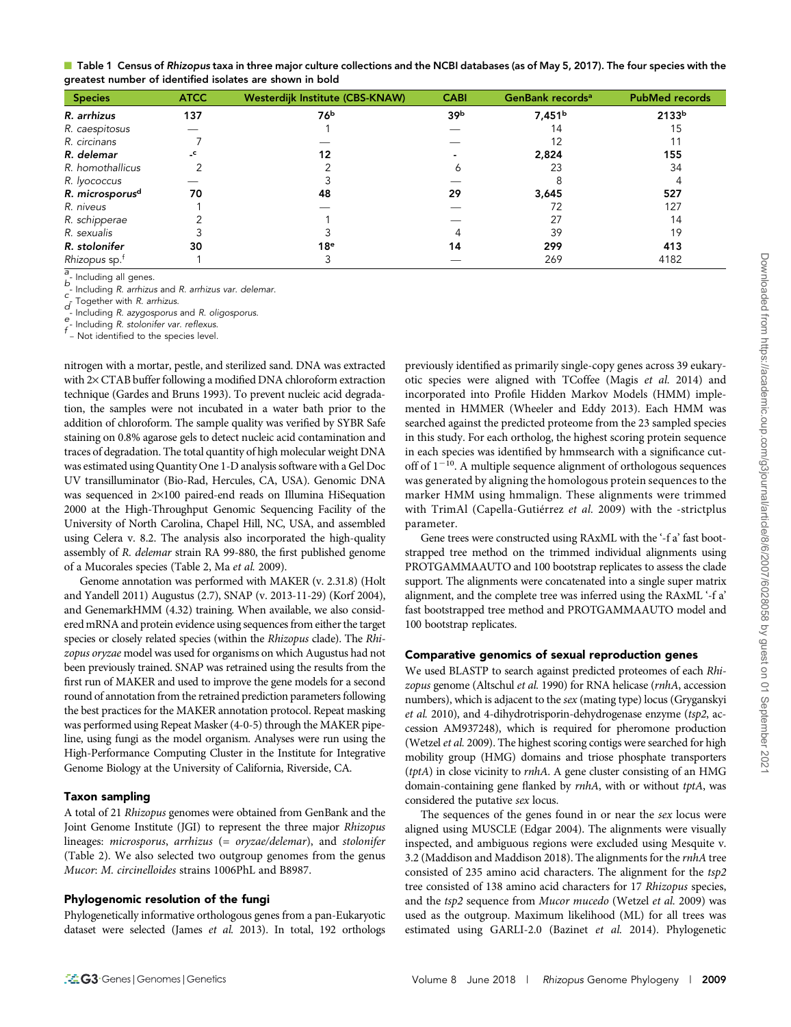**Table 1 Census of *Rhizopus* taxa in three major culture collections and the NCBI databases (as of May 5, 2017). The four species with the greatest number of identified isolates are shown in bold**

| Species | ATCC | Westerdijk Institute (CBS-KNAW) | CABI | GenBank records[a] | PubMed records |
|---|---|---|---|---|---|
| ***R. arrhizus*** | **137** | **76[b]** | **39[b]** | **7,451[b]** | **2133[b]** |
| *R. caespitosus* | — | 1 | — | 14 | 15 |
| *R. circinans* | 7 | — | — | 12 | 11 |
| ***R. delemar*** | **-[c]** | **12** | **-** | **2,824** | **155** |
| *R. homothallicus* | 2 | 2 | 6 | 23 | 34 |
| *R. lyococcus* | — | 3 | — | 8 | 4 |
| ***R. microsporus[d]*** | **70** | **48** | **29** | **3,645** | **527** |
| *R. niveus* | 1 | — | — | 72 | 127 |
| *R. schipperae* | 2 | 1 | — | 27 | 14 |
| *R. sexualis* | 3 | 3 | 4 | 39 | 19 |
| ***R. stolonifer*** | **30** | **18[e]** | **14** | **299** | **413** |
| *Rhizopus* sp.[f] | 1 | 3 | — | 269 | 4182 |

[a]- Including all genes.
[b]- Including *R. arrhizus* and *R. arrhizus var. delemar.*
[c]- Together with *R. arrhizus.*
[d]- Including *R. azygosporus* and *R. oligosporus.*
[e]- Including *R. stolonifer var. reflexus.*
[f] – Not identified to the species level.

nitrogen with a mortar, pestle, and sterilized sand. DNA was extracted with 2× CTAB buffer following a modified DNA chloroform extraction technique (Gardes and Bruns 1993). To prevent nucleic acid degradation, the samples were not incubated in a water bath prior to the addition of chloroform. The sample quality was verified by SYBR Safe staining on 0.8% agarose gels to detect nucleic acid contamination and traces of degradation. The total quantity of high molecular weight DNA was estimated using Quantity One 1-D analysis software with a Gel Doc UV transilluminator (Bio-Rad, Hercules, CA, USA). Genomic DNA was sequenced in 2×100 paired-end reads on Illumina HiSequation 2000 at the High-Throughput Genomic Sequencing Facility of the University of North Carolina, Chapel Hill, NC, USA, and assembled using Celera v. 8.2. The analysis also incorporated the high-quality assembly of *R. delemar* strain RA 99-880, the first published genome of a Mucorales species (Table 2, Ma *et al.* 2009).

Genome annotation was performed with MAKER (v. 2.31.8) (Holt and Yandell 2011) Augustus (2.7), SNAP (v. 2013-11-29) (Korf 2004), and GenemarkHMM (4.32) training. When available, we also considered mRNA and protein evidence using sequences from either the target species or closely related species (within the *Rhizopus* clade). The *Rhizopus oryzae* model was used for organisms on which Augustus had not been previously trained. SNAP was retrained using the results from the first run of MAKER and used to improve the gene models for a second round of annotation from the retrained prediction parameters following the best practices for the MAKER annotation protocol. Repeat masking was performed using Repeat Masker (4-0-5) through the MAKER pipeline, using fungi as the model organism. Analyses were run using the High-Performance Computing Cluster in the Institute for Integrative Genome Biology at the University of California, Riverside, CA.

### Taxon sampling

A total of 21 *Rhizopus* genomes were obtained from GenBank and the Joint Genome Institute (JGI) to represent the three major *Rhizopus* lineages: *microsporus*, *arrhizus* (= *oryzae/delemar*), and *stolonifer* (Table 2). We also selected two outgroup genomes from the genus *Mucor*: *M. circinelloides* strains 1006PhL and B8987.

### Phylogenomic resolution of the fungi

Phylogenetically informative orthologous genes from a pan-Eukaryotic dataset were selected (James *et al.* 2013). In total, 192 orthologs previously identified as primarily single-copy genes across 39 eukaryotic species were aligned with TCoffee (Magis *et al.* 2014) and incorporated into Profile Hidden Markov Models (HMM) implemented in HMMER (Wheeler and Eddy 2013). Each HMM was searched against the predicted proteome from the 23 sampled species in this study. For each ortholog, the highest scoring protein sequence in each species was identified by hmmsearch with a significance cutoff of $1^{-10}$. A multiple sequence alignment of orthologous sequences was generated by aligning the homologous protein sequences to the marker HMM using hmmalign. These alignments were trimmed with TrimAl (Capella-Gutiérrez *et al.* 2009) with the -strictplus parameter.

Gene trees were constructed using RAxML with the '-f a' fast bootstrapped tree method on the trimmed individual alignments using PROTGAMMAAUTO and 100 bootstrap replicates to assess the clade support. The alignments were concatenated into a single super matrix alignment, and the complete tree was inferred using the RAxML '-f a' fast bootstrapped tree method and PROTGAMMAAUTO model and 100 bootstrap replicates.

### Comparative genomics of sexual reproduction genes

We used BLASTP to search against predicted proteomes of each *Rhizopus* genome (Altschul *et al.* 1990) for RNA helicase (*rnhA*, accession numbers), which is adjacent to the *sex* (mating type) locus (Gryganskyi *et al.* 2010), and 4-dihydrotrisporin-dehydrogenase enzyme (*tsp2*, accession AM937248), which is required for pheromone production (Wetzel *et al.* 2009). The highest scoring contigs were searched for high mobility group (HMG) domains and triose phosphate transporters (*tptA*) in close vicinity to *rnhA*. A gene cluster consisting of an HMG domain-containing gene flanked by *rnhA*, with or without *tptA*, was considered the putative *sex* locus.

The sequences of the genes found in or near the *sex* locus were aligned using MUSCLE (Edgar 2004). The alignments were visually inspected, and ambiguous regions were excluded using Mesquite v. 3.2 (Maddison and Maddison 2018). The alignments for the *rnhA* tree consisted of 235 amino acid characters. The alignment for the *tsp2* tree consisted of 138 amino acid characters for 17 *Rhizopus* species, and the *tsp2* sequence from *Mucor mucedo* (Wetzel *et al.* 2009) was used as the outgroup. Maximum likelihood (ML) for all trees was estimated using GARLI-2.0 (Bazinet *et al.* 2014). Phylogenetic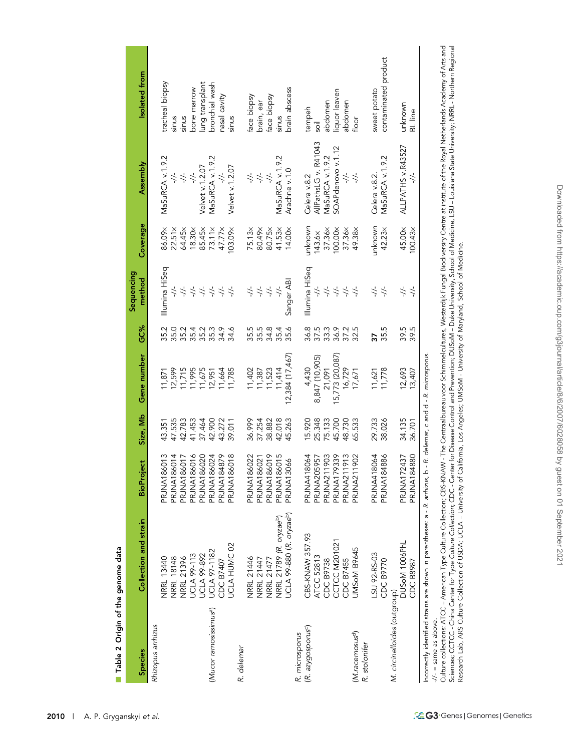**Table 2 Origin of the genome data**

| Species | Collection and strain | BioProject | Size, Mb | Gene number | GC% | Sequencing method | Coverage | Assembly | Isolated from |
|---|---|---|---|---|---|---|---|---|---|
| *Rhizopus arrhizus* | NRRL 13440 | PRJNA186013 | 43.351 | 11,871 | 35.2 | Illumina HiSeq | 86.09× | MaSuRCA v.1.9.2 | tracheal biopsy |
| | NRRL 18148 | PRJNA186014 | 47.535 | 12,599 | 35.0 | -//- | 22.51× | -//- | sinus |
| | NRRL 21396 | PRJNA186017 | 42.783 | 11,715 | 35.2 | -//- | 64.45× | -//- | sinus |
| | UCLA 99-113 | PRJNA186016 | 41.453 | 11,995 | 35.4 | -//- | 18.30× | -//- | bone marrow |
| | UCLA 99-892 | PRJNA186020 | 37.464 | 11,675 | 35.2 | -//- | 85.45× | Velvet v.1.2.07 | lung transplant |
| (*Mucor ramosissimus*[a]) | UCLA 97-1182 | PRJNA186024 | 42.900 | 12,951 | 35.3 | -//- | 73.11× | MaSuRCA v.1.9.2 | bronchial wash |
| | CDC B7407 | PRJNA184879 | 43.272 | 11,664 | 34.9 | -//- | 47.77× | -//- | nasal cavity |
| | UCLA HUMC 02 | PRJNA186018 | 39.011 | 11,785 | 34.6 | -//- | 103.09× | Velvet v.1.2.07 | sinus |
| *R. delemar* | NRRL 21446 | PRJNA186022 | 36.999 | 11,402 | 35.5 | -//- | 75.13× | -//- | face biopsy |
| | NRRL 21447 | PRJNA186021 | 37.254 | 11,387 | 35.5 | -//- | 80.49× | -//- | brain, ear |
| | NRRL 21477 | PRJNA186019 | 38.882 | 11,523 | 34.8 | -//- | 80.75× | -//- | face biopsy |
| | NRRL 21789 (*R. oryzae*[b]) | PRJNA186015 | 42.018 | 11,414 | 35.4 | -//- | 41.53× | MaSuRCA v.1.9.2 | sinus |
| | UCLA 99-880 (*R. oryzae*[b]) | PRJNA13066 | 45.263 | 12,384 (17,467) | 35.6 | Sanger ABI | 14.00× | Arachne v.1.0 | brain abscess |
| *R. microsporus* | CBS-KNAW 357.93 | PRJNA418064 | 15.920 | 4,430 | 36.8 | Illumina HiSeq | unknown | Celera v.8.2 | tempeh |
| (*R. azygosporus*[c]) | ATCC 52813 | PRJNA205957 | 25.348 | 8,847 (10,905) | 37.5 | -//- | 143.6× | AllPathsLG v. R41043 | soil |
| | CDC B9738 | PRJNA211903 | 75.133 | 21,091 | 33.3 | -//- | 37.36× | MaSuRCA v.1.9.2 | abdomen |
| | CCTCC M201021 | PRJNA179339 | 45.700 | 15,773 (20,087) | 36.9 | -//- | 100.00× | SOAPdenovo v.1.12 | liquor leaven |
| | CDC B7455 | PRJNA211913 | 48.730 | 16,729 | 37.2 | -//- | 37.36× | -//- | abdomen |
| (*M.racemosus*[d]) | UMSoM B9645 | PRJNA211902 | 65.533 | 17,671 | 32.5 | -//- | 49.38× | -//- | floor |
| *R. stolonifer* | LSU 92-RS-03 | PRJNA418064 | 29.733 | 11,621 | **37** | -//- | unknown | Celera v.8.2. | sweet potato |
| | CDC B9770 | PRJNA184886 | 38.026 | 11,778 | 35.5 | -//- | 42.23× | MaSuRCA v.1.9.2 | contaminated product |
| *M. circinelloides* (outgroup) | DUSoM 1006PhL | PRJNA172437 | 34.135 | 12,693 | 39.5 | -//- | 45.00× | ALLPATHS v.R43527 | unknown |
| | CDC B8987 | PRJNA184880 | 36.701 | 13,407 | 39.5 | -//- | 100.43× | -//- | BL line |

Incorrectly identified strains are shown in parentheses: a - *R. arrhizus*, b - *R. delemar*, c and d - *R. microsporus*.
-//- = same as above.
Culture collections: ATCC – American Type Culture Collection; CBS-KNAW - The Centraalbureau voor Schimmelcultures, Westerdijk Fungal Biodiversity Centre at institute of the Royal Netherlands Academy of Arts and Sciences; CCTCC - China Center for Type Culture Collection; CDC - Center for Disease Control and Prevention; DUSoM – Duke University, School of Medicine, LSU – Louisiana State University; NRRL - Northern Regional Research Lab, ARS Culture Collection of USDA; UCLA – University of California, Los Angeles; UMSoM - University of Maryland, School of Medicine.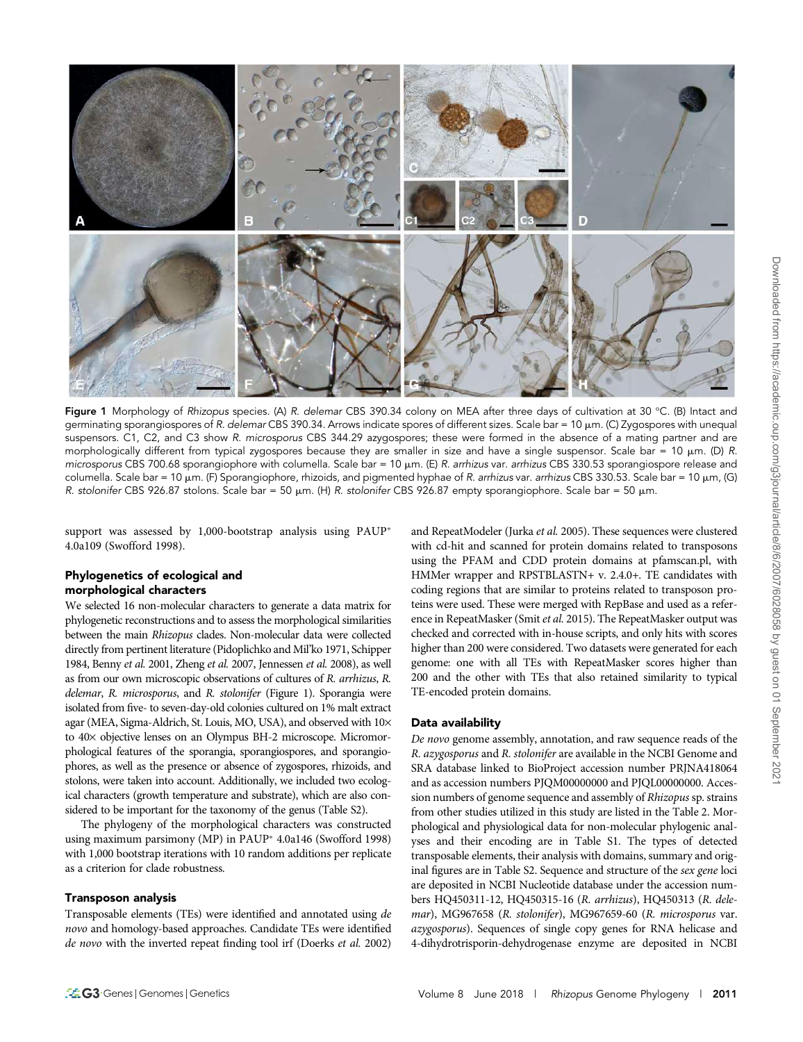Figure 1 Morphology of *Rhizopus* species. (A) *R. delemar* CBS 390.34 colony on MEA after three days of cultivation at 30 °C. (B) Intact and germinating sporangiospores of *R. delemar* CBS 390.34. Arrows indicate spores of different sizes. Scale bar = 10 μm. (C) Zygospores with unequal suspensors. C1, C2, and C3 show *R. microsporus* CBS 344.29 azygospores; these were formed in the absence of a mating partner and are morphologically different from typical zygospores because they are smaller in size and have a single suspensor. Scale bar = 10 μm. (D) *R. microsporus* CBS 700.68 sporangiophore with columella. Scale bar = 10 μm. (E) *R. arrhizus* var. *arrhizus* CBS 330.53 sporangiospore release and columella. Scale bar = 10 μm. (F) Sporangiophore, rhizoids, and pigmented hyphae of *R. arrhizus* var. *arrhizus* CBS 330.53. Scale bar = 10 μm, (G) *R. stolonifer* CBS 926.87 stolons. Scale bar = 50 μm. (H) *R. stolonifer* CBS 926.87 empty sporangiophore. Scale bar = 50 μm.

support was assessed by 1,000-bootstrap analysis using PAUP* 4.0a109 (Swofford 1998).

### Phylogenetics of ecological and morphological characters

We selected 16 non-molecular characters to generate a data matrix for phylogenetic reconstructions and to assess the morphological similarities between the main *Rhizopus* clades. Non-molecular data were collected directly from pertinent literature (Pidoplichko and Mil'ko 1971, Schipper 1984, Benny *et al.* 2001, Zheng *et al.* 2007, Jennessen *et al.* 2008), as well as from our own microscopic observations of cultures of *R. arrhizus*, *R. delemar*, *R. microsporus*, and *R. stolonifer* (Figure 1). Sporangia were isolated from five- to seven-day-old colonies cultured on 1% malt extract agar (MEA, Sigma-Aldrich, St. Louis, MO, USA), and observed with 10× to 40× objective lenses on an Olympus BH-2 microscope. Micromorphological features of the sporangia, sporangiospores, and sporangiophores, as well as the presence or absence of zygospores, rhizoids, and stolons, were taken into account. Additionally, we included two ecological characters (growth temperature and substrate), which are also considered to be important for the taxonomy of the genus (Table S2).

The phylogeny of the morphological characters was constructed using maximum parsimony (MP) in PAUP* 4.0a146 (Swofford 1998) with 1,000 bootstrap iterations with 10 random additions per replicate as a criterion for clade robustness.

### Transposon analysis

Transposable elements (TEs) were identified and annotated using *de novo* and homology-based approaches. Candidate TEs were identified *de novo* with the inverted repeat finding tool irf (Doerks *et al.* 2002) and RepeatModeler (Jurka *et al.* 2005). These sequences were clustered with cd-hit and scanned for protein domains related to transposons using the PFAM and CDD protein domains at pfamscan.pl, with HMMer wrapper and RPSTBLASTN+ v. 2.4.0+. TE candidates with coding regions that are similar to proteins related to transposon proteins were used. These were merged with RepBase and used as a reference in RepeatMasker (Smit *et al.* 2015). The RepeatMasker output was checked and corrected with in-house scripts, and only hits with scores higher than 200 were considered. Two datasets were generated for each genome: one with all TEs with RepeatMasker scores higher than 200 and the other with TEs that also retained similarity to typical TE-encoded protein domains.

### Data availability

*De novo* genome assembly, annotation, and raw sequence reads of the *R. azygosporus* and *R. stolonifer* are available in the NCBI Genome and SRA database linked to BioProject accession number PRJNA418064 and as accession numbers PJQM00000000 and PJQL00000000. Accession numbers of genome sequence and assembly of *Rhizopus* sp. strains from other studies utilized in this study are listed in the Table 2. Morphological and physiological data for non-molecular phylogenic analyses and their encoding are in Table S1. The types of detected transposable elements, their analysis with domains, summary and original figures are in Table S2. Sequence and structure of the *sex gene* loci are deposited in NCBI Nucleotide database under the accession numbers HQ450311-12, HQ450315-16 (*R. arrhizus*), HQ450313 (*R. delemar*), MG967658 (*R. stolonifer*), MG967659-60 (*R. microsporus* var. *azygosporus*). Sequences of single copy genes for RNA helicase and 4-dihydrotrisporin-dehydrogenase enzyme are deposited in NCBI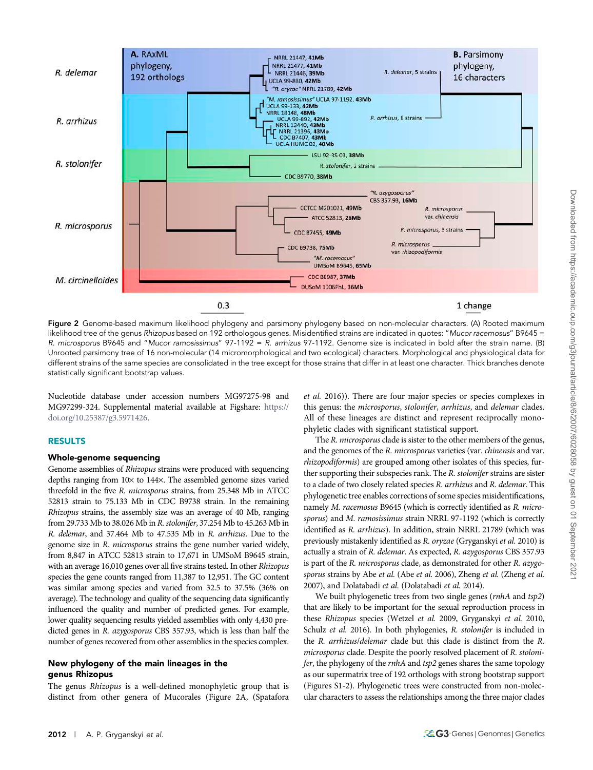Figure 2 Genome-based maximum likelihood phylogeny and parsimony phylogeny based on non-molecular characters. (A) Rooted maximum likelihood tree of the genus *Rhizopus* based on 192 orthologous genes. Misidentified strains are indicated in quotes: "*Mucor racemosus*" B9645 = *R. microsporus* B9645 and "*Mucor ramosissimus*" 97-1192 = *R. arrhizus* 97-1192. Genome size is indicated in bold after the strain name. (B) Unrooted parsimony tree of 16 non-molecular (14 micromorphological and two ecological) characters. Morphological and physiological data for different strains of the same species are consolidated in the tree except for those strains that differ in at least one character. Thick branches denote statistically significant bootstrap values.

Nucleotide database under accession numbers MG97275-98 and MG97299-324. Supplemental material available at Figshare: https://doi.org/10.25387/g3.5971426.

## RESULTS

### Whole-genome sequencing

Genome assemblies of *Rhizopus* strains were produced with sequencing depths ranging from 10× to 144×. The assembled genome sizes varied threefold in the five *R. microsporus* strains, from 25.348 Mb in ATCC 52813 strain to 75.133 Mb in CDC B9738 strain. In the remaining *Rhizopus* strains, the assembly size was an average of 40 Mb, ranging from 29.733 Mb to 38.026 Mb in *R. stolonifer*, 37.254 Mb to 45.263 Mb in *R. delemar*, and 37.464 Mb to 47.535 Mb in *R. arrhizus*. Due to the genome size in *R. microsporus* strains the gene number varied widely, from 8,847 in ATCC 52813 strain to 17,671 in UMSoM B9645 strain, with an average 16,010 genes over all five strains tested. In other *Rhizopus* species the gene counts ranged from 11,387 to 12,951. The GC content was similar among species and varied from 32.5 to 37.5% (36% on average). The technology and quality of the sequencing data significantly influenced the quality and number of predicted genes. For example, lower quality sequencing results yielded assemblies with only 4,430 predicted genes in *R. azygosporus* CBS 357.93, which is less than half the number of genes recovered from other assemblies in the species complex.

### New phylogeny of the main lineages in the genus Rhizopus

The genus *Rhizopus* is a well-defined monophyletic group that is distinct from other genera of Mucorales (Figure 2A, (Spatafora *et al.* 2016)). There are four major species or species complexes in this genus: the *microsporus*, *stolonifer*, *arrhizus*, and *delemar* clades. All of these lineages are distinct and represent reciprocally monophyletic clades with significant statistical support.

The *R. microsporus* clade is sister to the other members of the genus, and the genomes of the *R. microsporus* varieties (var. *chinensis* and var. *rhizopodiformis*) are grouped among other isolates of this species, further supporting their subspecies rank. The *R. stolonifer* strains are sister to a clade of two closely related species *R. arrhizus* and *R. delemar*. This phylogenetic tree enables corrections of some species misidentifications, namely *M. racemosus* B9645 (which is correctly identified as *R. microsporus*) and *M. ramosissimus* strain NRRL 97-1192 (which is correctly identified as *R. arrhizus*). In addition, strain NRRL 21789 (which was previously mistakenly identified as *R. oryzae* (Gryganskyi *et al.* 2010) is actually a strain of *R. delemar*. As expected, *R. azygosporus* CBS 357.93 is part of the *R. microsporus* clade, as demonstrated for other *R. azygosporus* strains by Abe *et al.* (Abe *et al.* 2006), Zheng *et al.* (Zheng *et al.* 2007), and Dolatabadi *et al.* (Dolatabadi *et al.* 2014).

We built phylogenetic trees from two single genes (*rnhA* and *tsp2*) that are likely to be important for the sexual reproduction process in these *Rhizopus* species (Wetzel *et al.* 2009, Gryganskyi *et al.* 2010, Schulz *et al.* 2016). In both phylogenies, *R. stolonifer* is included in the *R. arrhizus/delemar* clade but this clade is distinct from the *R. microsporus* clade. Despite the poorly resolved placement of *R. stolonifer*, the phylogeny of the *rnhA* and *tsp2* genes shares the same topology as our supermatrix tree of 192 orthologs with strong bootstrap support (Figures S1-2). Phylogenetic trees were constructed from non-molecular characters to assess the relationships among the three major clades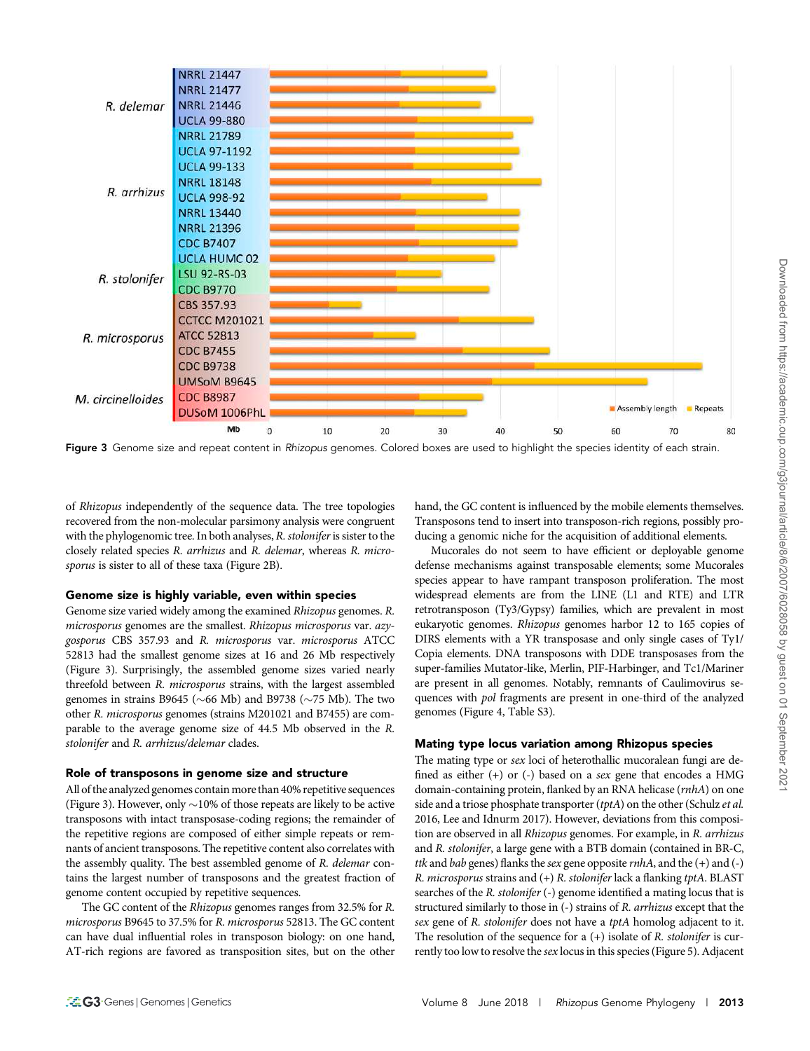Figure 3 Genome size and repeat content in *Rhizopus* genomes. Colored boxes are used to highlight the species identity of each strain.

of *Rhizopus* independently of the sequence data. The tree topologies recovered from the non-molecular parsimony analysis were congruent with the phylogenomic tree. In both analyses, *R. stolonifer* is sister to the closely related species *R. arrhizus* and *R. delemar*, whereas *R. microsporus* is sister to all of these taxa (Figure 2B).

### Genome size is highly variable, even within species

Genome size varied widely among the examined *Rhizopus* genomes. *R. microsporus* genomes are the smallest. *Rhizopus microsporus* var. *azygosporus* CBS 357.93 and *R. microsporus* var. *microsporus* ATCC 52813 had the smallest genome sizes at 16 and 26 Mb respectively (Figure 3). Surprisingly, the assembled genome sizes varied nearly threefold between *R. microsporus* strains, with the largest assembled genomes in strains B9645 (~66 Mb) and B9738 (~75 Mb). The two other *R. microsporus* genomes (strains M201021 and B7455) are comparable to the average genome size of 44.5 Mb observed in the *R. stolonifer* and *R. arrhizus/delemar* clades.

### Role of transposons in genome size and structure

All of the analyzed genomes contain more than 40% repetitive sequences (Figure 3). However, only ~10% of those repeats are likely to be active transposons with intact transposase-coding regions; the remainder of the repetitive regions are composed of either simple repeats or remnants of ancient transposons. The repetitive content also correlates with the assembly quality. The best assembled genome of *R. delemar* contains the largest number of transposons and the greatest fraction of genome content occupied by repetitive sequences.

The GC content of the *Rhizopus* genomes ranges from 32.5% for *R. microsporus* B9645 to 37.5% for *R. microsporus* 52813. The GC content can have dual influential roles in transposon biology: on one hand, AT-rich regions are favored as transposition sites, but on the other hand, the GC content is influenced by the mobile elements themselves. Transposons tend to insert into transposon-rich regions, possibly producing a genomic niche for the acquisition of additional elements.

Mucorales do not seem to have efficient or deployable genome defense mechanisms against transposable elements; some Mucorales species appear to have rampant transposon proliferation. The most widespread elements are from the LINE (L1 and RTE) and LTR retrotransposon (Ty3/Gypsy) families, which are prevalent in most eukaryotic genomes. *Rhizopus* genomes harbor 12 to 165 copies of DIRS elements with a YR transposase and only single cases of Ty1/Copia elements. DNA transposons with DDE transposases from the super-families Mutator-like, Merlin, PIF-Harbinger, and Tc1/Mariner are present in all genomes. Notably, remnants of Caulimovirus sequences with *pol* fragments are present in one-third of the analyzed genomes (Figure 4, Table S3).

### Mating type locus variation among Rhizopus species

The mating type or *sex* loci of heterothallic mucoralean fungi are defined as either (+) or (-) based on a *sex* gene that encodes a HMG domain-containing protein, flanked by an RNA helicase (*rnhA*) on one side and a triose phosphate transporter (*tptA*) on the other (Schulz *et al.* 2016, Lee and Idnurm 2017). However, deviations from this composition are observed in all *Rhizopus* genomes. For example, in *R. arrhizus* and *R. stolonifer*, a large gene with a BTB domain (contained in BR-C, *ttk* and *bab* genes) flanks the *sex* gene opposite *rnhA*, and the (+) and (-) *R. microsporus* strains and (+) *R. stolonifer* lack a flanking *tptA*. BLAST searches of the *R. stolonifer* (-) genome identified a mating locus that is structured similarly to those in (-) strains of *R. arrhizus* except that the *sex* gene of *R. stolonifer* does not have a *tptA* homolog adjacent to it. The resolution of the sequence for a (+) isolate of *R. stolonifer* is currently too low to resolve the *sex* locus in this species (Figure 5). Adjacent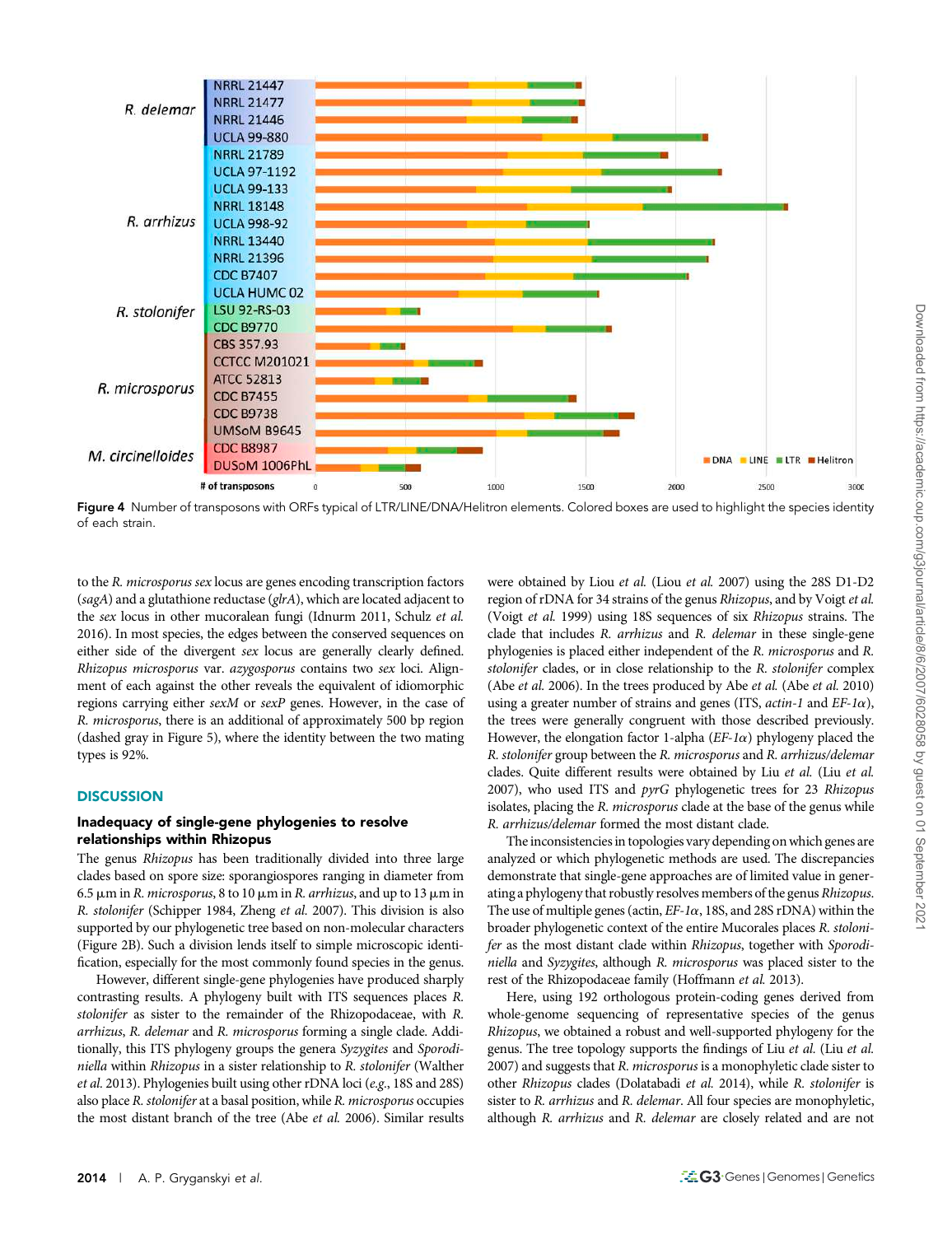Figure 4 Number of transposons with ORFs typical of LTR/LINE/DNA/Helitron elements. Colored boxes are used to highlight the species identity of each strain.

to the *R. microsporus sex* locus are genes encoding transcription factors (*sagA*) and a glutathione reductase (*glrA*), which are located adjacent to the *sex* locus in other mucoralean fungi (Idnurm 2011, Schulz *et al.* 2016). In most species, the edges between the conserved sequences on either side of the divergent *sex* locus are generally clearly defined. *Rhizopus microsporus* var. *azygosporus* contains two *sex* loci. Alignment of each against the other reveals the equivalent of idiomorphic regions carrying either *sexM* or *sexP* genes. However, in the case of *R. microsporus*, there is an additional of approximately 500 bp region (dashed gray in Figure 5), where the identity between the two mating types is 92%.

## DISCUSSION

### Inadequacy of single-gene phylogenies to resolve relationships within Rhizopus

The genus *Rhizopus* has been traditionally divided into three large clades based on spore size: sporangiospores ranging in diameter from 6.5 µm in *R. microsporus*, 8 to 10 µm in *R. arrhizus*, and up to 13 µm in *R. stolonifer* (Schipper 1984, Zheng *et al.* 2007). This division is also supported by our phylogenetic tree based on non-molecular characters (Figure 2B). Such a division lends itself to simple microscopic identification, especially for the most commonly found species in the genus.

However, different single-gene phylogenies have produced sharply contrasting results. A phylogeny built with ITS sequences places *R. stolonifer* as sister to the remainder of the Rhizopodaceae, with *R. arrhizus*, *R. delemar* and *R. microsporus* forming a single clade. Additionally, this ITS phylogeny groups the genera *Syzygites* and *Sporodiniella* within *Rhizopus* in a sister relationship to *R. stolonifer* (Walther *et al.* 2013). Phylogenies built using other rDNA loci (*e.g.*, 18S and 28S) also place *R. stolonifer* at a basal position, while *R. microsporus* occupies the most distant branch of the tree (Abe *et al.* 2006). Similar results were obtained by Liou *et al.* (Liou *et al.* 2007) using the 28S D1-D2 region of rDNA for 34 strains of the genus *Rhizopus*, and by Voigt *et al.* (Voigt *et al.* 1999) using 18S sequences of six *Rhizopus* strains. The clade that includes *R. arrhizus* and *R. delemar* in these single-gene phylogenies is placed either independent of the *R. microsporus* and *R. stolonifer* clades, or in close relationship to the *R. stolonifer* complex (Abe *et al.* 2006). In the trees produced by Abe *et al.* (Abe *et al.* 2010) using a greater number of strains and genes (ITS, *actin-1* and *EF-1α*), the trees were generally congruent with those described previously. However, the elongation factor 1-alpha (*EF-1α*) phylogeny placed the *R. stolonifer* group between the *R. microsporus* and *R. arrhizus/delemar* clades. Quite different results were obtained by Liu *et al.* (Liu *et al.* 2007), who used ITS and *pyrG* phylogenetic trees for 23 *Rhizopus* isolates, placing the *R. microsporus* clade at the base of the genus while *R. arrhizus/delemar* formed the most distant clade.

The inconsistencies in topologies vary depending on which genes are analyzed or which phylogenetic methods are used. The discrepancies demonstrate that single-gene approaches are of limited value in generating a phylogeny that robustly resolves members of the genus *Rhizopus*. The use of multiple genes (actin, *EF-1α*, 18S, and 28S rDNA) within the broader phylogenetic context of the entire Mucorales places *R. stolonifer* as the most distant clade within *Rhizopus*, together with *Sporodiniella* and *Syzygites*, although *R. microsporus* was placed sister to the rest of the Rhizopodaceae family (Hoffmann *et al.* 2013).

Here, using 192 orthologous protein-coding genes derived from whole-genome sequencing of representative species of the genus *Rhizopus*, we obtained a robust and well-supported phylogeny for the genus. The tree topology supports the findings of Liu *et al.* (Liu *et al.* 2007) and suggests that *R. microsporus* is a monophyletic clade sister to other *Rhizopus* clades (Dolatabadi *et al.* 2014), while *R. stolonifer* is sister to *R. arrhizus* and *R. delemar*. All four species are monophyletic, although *R. arrhizus* and *R. delemar* are closely related and are not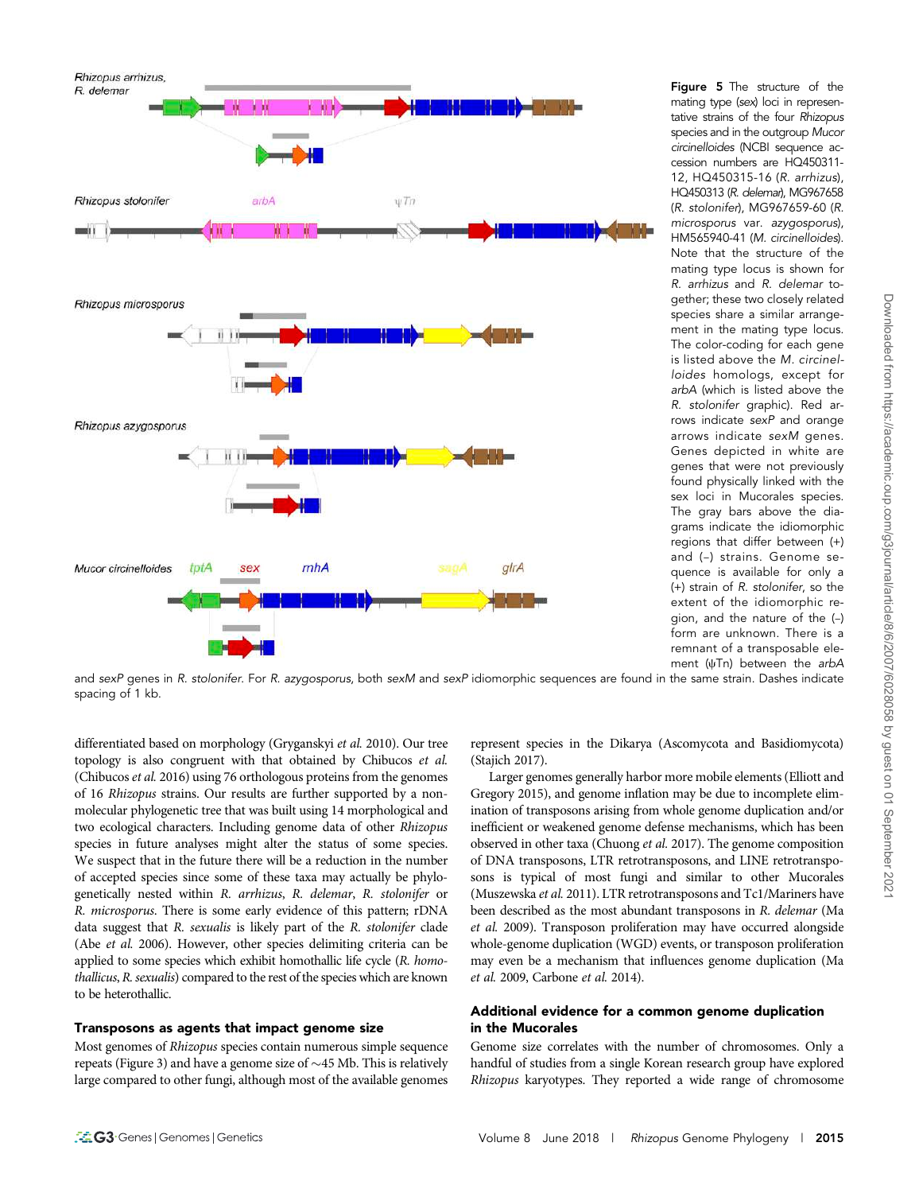**Figure 5** The structure of the mating type (*sex*) loci in representative strains of the four *Rhizopus* species and in the outgroup *Mucor circinelloides* (NCBI sequence accession numbers are HQ450311-12, HQ450315-16 (*R. arrhizus*), HQ450313 (*R. delemar*), MG967658 (*R. stolonifer*), MG967659-60 (*R. microsporus* var. *azygosporus*), HM565940-41 (*M. circinelloides*). Note that the structure of the mating type locus is shown for *R. arrhizus* and *R. delemar* together; these two closely related species share a similar arrangement in the mating type locus. The color-coding for each gene is listed above the *M. circinelloides* homologs, except for *arbA* (which is listed above the *R. stolonifer* graphic). Red arrows indicate *sexP* and orange arrows indicate *sexM* genes. Genes depicted in white are genes that were not previously found physically linked with the sex loci in Mucorales species. The gray bars above the diagrams indicate the idiomorphic regions that differ between (+) and (–) strains. Genome sequence is available for only a (+) strain of *R. stolonifer*, so the extent of the idiomorphic region, and the nature of the (–) form are unknown. There is a remnant of a transposable element (ψTn) between the *arbA* and *sexP* genes in *R. stolonifer*. For *R. azygosporus*, both *sexM* and *sexP* idiomorphic sequences are found in the same strain. Dashes indicate spacing of 1 kb.

differentiated based on morphology (Gryganskyi *et al.* 2010). Our tree topology is also congruent with that obtained by Chibucos *et al.* (Chibucos *et al.* 2016) using 76 orthologous proteins from the genomes of 16 *Rhizopus* strains. Our results are further supported by a non-molecular phylogenetic tree that was built using 14 morphological and two ecological characters. Including genome data of other *Rhizopus* species in future analyses might alter the status of some species. We suspect that in the future there will be a reduction in the number of accepted species since some of these taxa may actually be phylogenetically nested within *R. arrhizus*, *R. delemar*, *R. stolonifer* or *R. microsporus*. There is some early evidence of this pattern; rDNA data suggest that *R. sexualis* is likely part of the *R. stolonifer* clade (Abe *et al.* 2006). However, other species delimiting criteria can be applied to some species which exhibit homothallic life cycle (*R. homothallicus*, *R. sexualis*) compared to the rest of the species which are known to be heterothallic.

## Transposons as agents that impact genome size

Most genomes of *Rhizopus* species contain numerous simple sequence repeats (Figure 3) and have a genome size of ~45 Mb. This is relatively large compared to other fungi, although most of the available genomes represent species in the Dikarya (Ascomycota and Basidiomycota) (Stajich 2017).

Larger genomes generally harbor more mobile elements (Elliott and Gregory 2015), and genome inflation may be due to incomplete elimination of transposons arising from whole genome duplication and/or inefficient or weakened genome defense mechanisms, which has been observed in other taxa (Chuong *et al.* 2017). The genome composition of DNA transposons, LTR retrotransposons, and LINE retrotransposons is typical of most fungi and similar to other Mucorales (Muszewska *et al.* 2011). LTR retrotransposons and Tc1/Mariners have been described as the most abundant transposons in *R. delemar* (Ma *et al.* 2009). Transposon proliferation may have occurred alongside whole-genome duplication (WGD) events, or transposon proliferation may even be a mechanism that influences genome duplication (Ma *et al.* 2009, Carbone *et al.* 2014).

## Additional evidence for a common genome duplication in the Mucorales

Genome size correlates with the number of chromosomes. Only a handful of studies from a single Korean research group have explored *Rhizopus* karyotypes. They reported a wide range of chromosome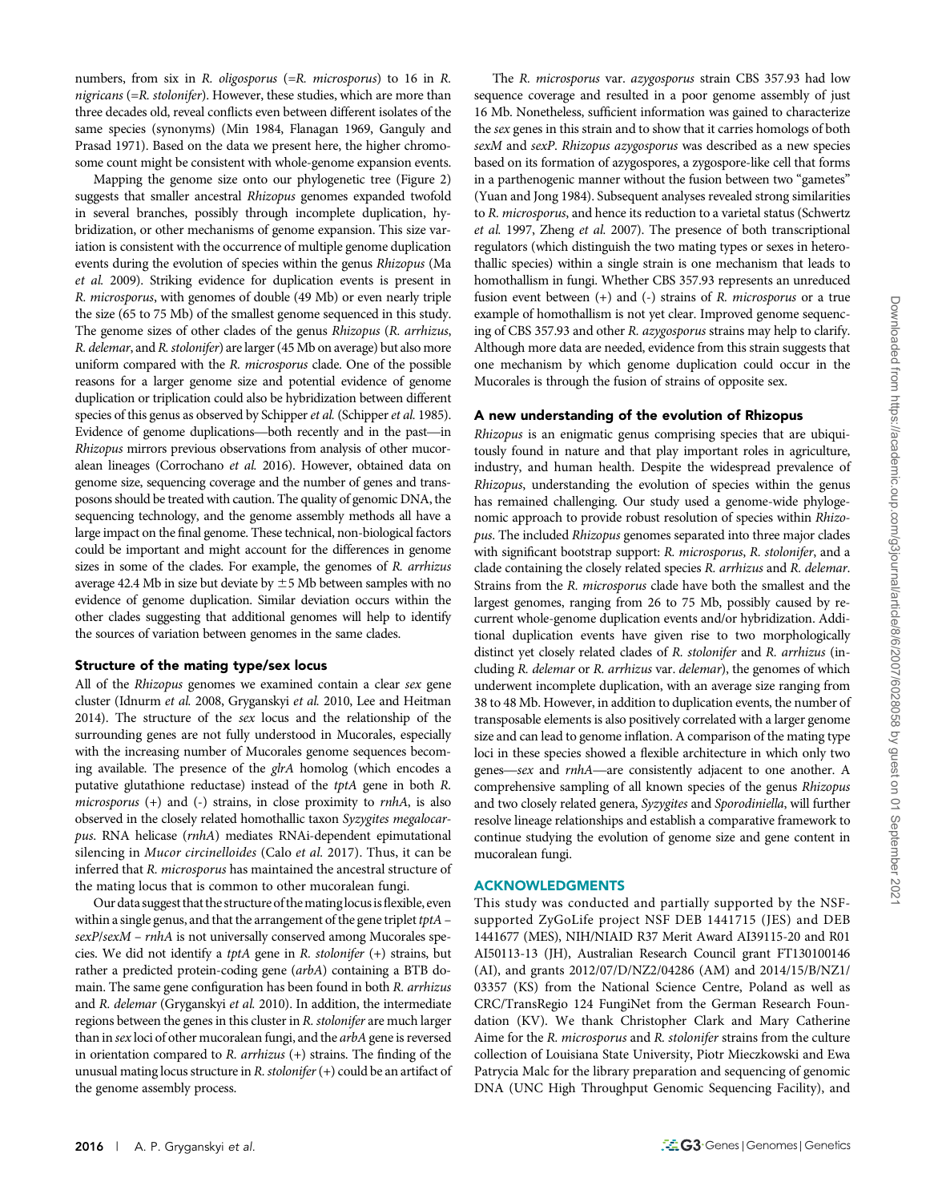numbers, from six in *R. oligosporus* (=*R. microsporus*) to 16 in *R. nigricans* (=*R. stolonifer*). However, these studies, which are more than three decades old, reveal conflicts even between different isolates of the same species (synonyms) (Min 1984, Flanagan 1969, Ganguly and Prasad 1971). Based on the data we present here, the higher chromosome count might be consistent with whole-genome expansion events.

Mapping the genome size onto our phylogenetic tree (Figure 2) suggests that smaller ancestral *Rhizopus* genomes expanded twofold in several branches, possibly through incomplete duplication, hybridization, or other mechanisms of genome expansion. This size variation is consistent with the occurrence of multiple genome duplication events during the evolution of species within the genus *Rhizopus* (Ma *et al.* 2009). Striking evidence for duplication events is present in *R. microsporus*, with genomes of double (49 Mb) or even nearly triple the size (65 to 75 Mb) of the smallest genome sequenced in this study. The genome sizes of other clades of the genus *Rhizopus* (*R. arrhizus*, *R. delemar*, and *R. stolonifer*) are larger (45 Mb on average) but also more uniform compared with the *R. microsporus* clade. One of the possible reasons for a larger genome size and potential evidence of genome duplication or triplication could also be hybridization between different species of this genus as observed by Schipper *et al.* (Schipper *et al.* 1985). Evidence of genome duplications—both recently and in the past—in *Rhizopus* mirrors previous observations from analysis of other mucoralean lineages (Corrochano *et al.* 2016). However, obtained data on genome size, sequencing coverage and the number of genes and transposons should be treated with caution. The quality of genomic DNA, the sequencing technology, and the genome assembly methods all have a large impact on the final genome. These technical, non-biological factors could be important and might account for the differences in genome sizes in some of the clades. For example, the genomes of *R. arrhizus* average 42.4 Mb in size but deviate by $\pm 5$ Mb between samples with no evidence of genome duplication. Similar deviation occurs within the other clades suggesting that additional genomes will help to identify the sources of variation between genomes in the same clades.

### Structure of the mating type/sex locus

All of the *Rhizopus* genomes we examined contain a clear *sex* gene cluster (Idnurm *et al.* 2008, Gryganskyi *et al.* 2010, Lee and Heitman 2014). The structure of the *sex* locus and the relationship of the surrounding genes are not fully understood in Mucorales, especially with the increasing number of Mucorales genome sequences becoming available. The presence of the *glrA* homolog (which encodes a putative glutathione reductase) instead of the *tptA* gene in both *R. microsporus* (+) and (-) strains, in close proximity to *rnhA*, is also observed in the closely related homothallic taxon *Syzygites megalocarpus*. RNA helicase (*rnhA*) mediates RNAi-dependent epimutational silencing in *Mucor circinelloides* (Calo *et al.* 2017). Thus, it can be inferred that *R. microsporus* has maintained the ancestral structure of the mating locus that is common to other mucoralean fungi.

Our data suggest that the structure of the mating locus is flexible, even within a single genus, and that the arrangement of the gene triplet *tptA* – *sexP*/*sexM* – *rnhA* is not universally conserved among Mucorales species. We did not identify a *tptA* gene in *R. stolonifer* (+) strains, but rather a predicted protein-coding gene (*arbA*) containing a BTB domain. The same gene configuration has been found in both *R. arrhizus* and *R. delemar* (Gryganskyi *et al.* 2010). In addition, the intermediate regions between the genes in this cluster in *R. stolonifer* are much larger than in *sex* loci of other mucoralean fungi, and the *arbA* gene is reversed in orientation compared to *R. arrhizus* (+) strains. The finding of the unusual mating locus structure in *R. stolonifer* (+) could be an artifact of the genome assembly process.

The *R. microsporus* var. *azygosporus* strain CBS 357.93 had low sequence coverage and resulted in a poor genome assembly of just 16 Mb. Nonetheless, sufficient information was gained to characterize the *sex* genes in this strain and to show that it carries homologs of both *sexM* and *sexP*. *Rhizopus azygosporus* was described as a new species based on its formation of azygospores, a zygospore-like cell that forms in a parthenogenic manner without the fusion between two "gametes" (Yuan and Jong 1984). Subsequent analyses revealed strong similarities to *R. microsporus*, and hence its reduction to a varietal status (Schwertz *et al.* 1997, Zheng *et al.* 2007). The presence of both transcriptional regulators (which distinguish the two mating types or sexes in heterothallic species) within a single strain is one mechanism that leads to homothallism in fungi. Whether CBS 357.93 represents an unreduced fusion event between (+) and (-) strains of *R. microsporus* or a true example of homothallism is not yet clear. Improved genome sequencing of CBS 357.93 and other *R. azygosporus* strains may help to clarify. Although more data are needed, evidence from this strain suggests that one mechanism by which genome duplication could occur in the Mucorales is through the fusion of strains of opposite sex.

### A new understanding of the evolution of Rhizopus

*Rhizopus* is an enigmatic genus comprising species that are ubiquitously found in nature and that play important roles in agriculture, industry, and human health. Despite the widespread prevalence of *Rhizopus*, understanding the evolution of species within the genus has remained challenging. Our study used a genome-wide phylogenomic approach to provide robust resolution of species within *Rhizopus*. The included *Rhizopus* genomes separated into three major clades with significant bootstrap support: *R. microsporus*, *R. stolonifer*, and a clade containing the closely related species *R. arrhizus* and *R. delemar*. Strains from the *R. microsporus* clade have both the smallest and the largest genomes, ranging from 26 to 75 Mb, possibly caused by recurrent whole-genome duplication events and/or hybridization. Additional duplication events have given rise to two morphologically distinct yet closely related clades of *R. stolonifer* and *R. arrhizus* (including *R. delemar* or *R. arrhizus* var. *delemar*), the genomes of which underwent incomplete duplication, with an average size ranging from 38 to 48 Mb. However, in addition to duplication events, the number of transposable elements is also positively correlated with a larger genome size and can lead to genome inflation. A comparison of the mating type loci in these species showed a flexible architecture in which only two genes—*sex* and *rnhA*—are consistently adjacent to one another. A comprehensive sampling of all known species of the genus *Rhizopus* and two closely related genera, *Syzygites* and *Sporodiniella*, will further resolve lineage relationships and establish a comparative framework to continue studying the evolution of genome size and gene content in mucoralean fungi.

## ACKNOWLEDGMENTS

This study was conducted and partially supported by the NSF-supported ZyGoLife project NSF DEB 1441715 (JES) and DEB 1441677 (MES), NIH/NIAID R37 Merit Award AI39115-20 and R01 AI50113-13 (JH), Australian Research Council grant FT130100146 (AI), and grants 2012/07/D/NZ2/04286 (AM) and 2014/15/B/NZ1/03357 (KS) from the National Science Centre, Poland as well as CRC/TransRegio 124 FungiNet from the German Research Foundation (KV). We thank Christopher Clark and Mary Catherine Aime for the *R. microsporus* and *R. stolonifer* strains from the culture collection of Louisiana State University, Piotr Mieczkowski and Ewa Patrycia Malc for the library preparation and sequencing of genomic DNA (UNC High Throughput Genomic Sequencing Facility), and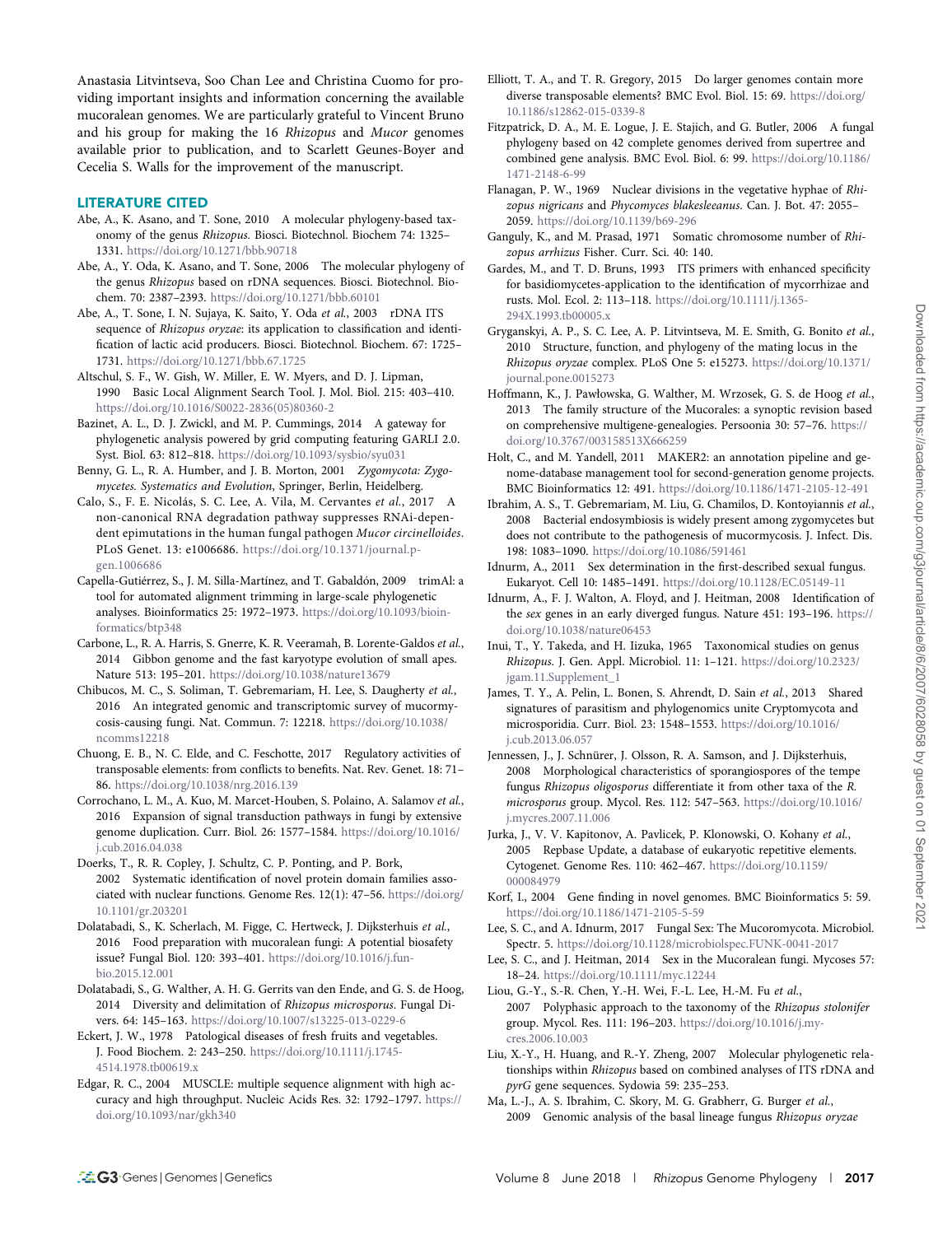Anastasia Litvintseva, Soo Chan Lee and Christina Cuomo for providing important insights and information concerning the available mucoralean genomes. We are particularly grateful to Vincent Bruno and his group for making the 16 *Rhizopus* and *Mucor* genomes available prior to publication, and to Scarlett Geunes-Boyer and Cecelia S. Walls for the improvement of the manuscript.

## LITERATURE CITED

Abe, A., K. Asano, and T. Sone, 2010 A molecular phylogeny-based taxonomy of the genus *Rhizopus*. Biosci. Biotechnol. Biochem 74: 1325–1331. https://doi.org/10.1271/bbb.90718

Abe, A., Y. Oda, K. Asano, and T. Sone, 2006 The molecular phylogeny of the genus *Rhizopus* based on rDNA sequences. Biosci. Biotechnol. Biochem. 70: 2387–2393. https://doi.org/10.1271/bbb.60101

Abe, A., T. Sone, I. N. Sujaya, K. Saito, Y. Oda *et al.*, 2003 rDNA ITS sequence of *Rhizopus oryzae*: its application to classification and identification of lactic acid producers. Biosci. Biotechnol. Biochem. 67: 1725–1731. https://doi.org/10.1271/bbb.67.1725

Altschul, S. F., W. Gish, W. Miller, E. W. Myers, and D. J. Lipman, 1990 Basic Local Alignment Search Tool. J. Mol. Biol. 215: 403–410. https://doi.org/10.1016/S0022-2836(05)80360-2

Bazinet, A. L., D. J. Zwickl, and M. P. Cummings, 2014 A gateway for phylogenetic analysis powered by grid computing featuring GARLI 2.0. Syst. Biol. 63: 812–818. https://doi.org/10.1093/sysbio/syu031

Benny, G. L., R. A. Humber, and J. B. Morton, 2001 *Zygomycota: Zygomycetes. Systematics and Evolution*, Springer, Berlin, Heidelberg.

Calo, S., F. E. Nicolás, S. C. Lee, A. Vila, M. Cervantes *et al.*, 2017 A non-canonical RNA degradation pathway suppresses RNAi-dependent epimutations in the human fungal pathogen *Mucor circinelloides*. PLoS Genet. 13: e1006686. https://doi.org/10.1371/journal.pgen.1006686

Capella-Gutiérrez, S., J. M. Silla-Martínez, and T. Gabaldón, 2009 trimAl: a tool for automated alignment trimming in large-scale phylogenetic analyses. Bioinformatics 25: 1972–1973. https://doi.org/10.1093/bioinformatics/btp348

Carbone, L., R. A. Harris, S. Gnerre, K. R. Veeramah, B. Lorente-Galdos *et al.*, 2014 Gibbon genome and the fast karyotype evolution of small apes. Nature 513: 195–201. https://doi.org/10.1038/nature13679

Chibucos, M. C., S. Soliman, T. Gebremariam, H. Lee, S. Daugherty *et al.*, 2016 An integrated genomic and transcriptomic survey of mucormycosis-causing fungi. Nat. Commun. 7: 12218. https://doi.org/10.1038/ncomms12218

Chuong, E. B., N. C. Elde, and C. Feschotte, 2017 Regulatory activities of transposable elements: from conflicts to benefits. Nat. Rev. Genet. 18: 71–86. https://doi.org/10.1038/nrg.2016.139

Corrochano, L. M., A. Kuo, M. Marcet-Houben, S. Polaino, A. Salamov *et al.*, 2016 Expansion of signal transduction pathways in fungi by extensive genome duplication. Curr. Biol. 26: 1577–1584. https://doi.org/10.1016/j.cub.2016.04.038

Doerks, T., R. R. Copley, J. Schultz, C. P. Ponting, and P. Bork, 2002 Systematic identification of novel protein domain families associated with nuclear functions. Genome Res. 12(1): 47–56. https://doi.org/10.1101/gr.203201

Dolatabadi, S., K. Scherlach, M. Figge, C. Hertweck, J. Dijksterhuis *et al.*, 2016 Food preparation with mucoralean fungi: A potential biosafety issue? Fungal Biol. 120: 393–401. https://doi.org/10.1016/j.funbio.2015.12.001

Dolatabadi, S., G. Walther, A. H. G. Gerrits van den Ende, and G. S. de Hoog, 2014 Diversity and delimitation of *Rhizopus microsporus*. Fungal Divers. 64: 145–163. https://doi.org/10.1007/s13225-013-0229-6

Eckert, J. W., 1978 Patological diseases of fresh fruits and vegetables. J. Food Biochem. 2: 243–250. https://doi.org/10.1111/j.1745-4514.1978.tb00619.x

Edgar, R. C., 2004 MUSCLE: multiple sequence alignment with high accuracy and high throughput. Nucleic Acids Res. 32: 1792–1797. https://doi.org/10.1093/nar/gkh340

Elliott, T. A., and T. R. Gregory, 2015 Do larger genomes contain more diverse transposable elements? BMC Evol. Biol. 15: 69. https://doi.org/10.1186/s12862-015-0339-8

Fitzpatrick, D. A., M. E. Logue, J. E. Stajich, and G. Butler, 2006 A fungal phylogeny based on 42 complete genomes derived from supertree and combined gene analysis. BMC Evol. Biol. 6: 99. https://doi.org/10.1186/1471-2148-6-99

Flanagan, P. W., 1969 Nuclear divisions in the vegetative hyphae of *Rhizopus nigricans* and *Phycomyces blakesleeanus*. Can. J. Bot. 47: 2055–2059. https://doi.org/10.1139/b69-296

Ganguly, K., and M. Prasad, 1971 Somatic chromosome number of *Rhizopus arrhizus* Fisher. Curr. Sci. 40: 140.

Gardes, M., and T. D. Bruns, 1993 ITS primers with enhanced specificity for basidiomycetes-application to the identification of mycorrhizae and rusts. Mol. Ecol. 2: 113–118. https://doi.org/10.1111/j.1365-294X.1993.tb00005.x

Gryganskyi, A. P., S. C. Lee, A. P. Litvintseva, M. E. Smith, G. Bonito *et al.*, 2010 Structure, function, and phylogeny of the mating locus in the *Rhizopus oryzae* complex. PLoS One 5: e15273. https://doi.org/10.1371/journal.pone.0015273

Hoffmann, K., J. Pawłowska, G. Walther, M. Wrzosek, G. S. de Hoog *et al.*, 2013 The family structure of the Mucorales: a synoptic revision based on comprehensive multigene-genealogies. Persoonia 30: 57–76. https://doi.org/10.3767/003158513X666259

Holt, C., and M. Yandell, 2011 MAKER2: an annotation pipeline and genome-database management tool for second-generation genome projects. BMC Bioinformatics 12: 491. https://doi.org/10.1186/1471-2105-12-491

Ibrahim, A. S., T. Gebremariam, M. Liu, G. Chamilos, D. Kontoyiannis *et al.*, 2008 Bacterial endosymbiosis is widely present among zygomycetes but does not contribute to the pathogenesis of mucormycosis. J. Infect. Dis. 198: 1083–1090. https://doi.org/10.1086/591461

Idnurm, A., 2011 Sex determination in the first-described sexual fungus. Eukaryot. Cell 10: 1485–1491. https://doi.org/10.1128/EC.05149-11

Idnurm, A., F. J. Walton, A. Floyd, and J. Heitman, 2008 Identification of the *sex* genes in an early diverged fungus. Nature 451: 193–196. https://doi.org/10.1038/nature06453

Inui, T., Y. Takeda, and H. Iizuka, 1965 Taxonomical studies on genus *Rhizopus*. J. Gen. Appl. Microbiol. 11: 1–121. https://doi.org/10.2323/jgam.11.Supplement_1

James, T. Y., A. Pelin, L. Bonen, S. Ahrendt, D. Sain *et al.*, 2013 Shared signatures of parasitism and phylogenomics unite Cryptomycota and microsporidia. Curr. Biol. 23: 1548–1553. https://doi.org/10.1016/j.cub.2013.06.057

Jennessen, J., J. Schnürer, J. Olsson, R. A. Samson, and J. Dijksterhuis, 2008 Morphological characteristics of sporangiospores of the tempe fungus *Rhizopus oligosporus* differentiate it from other taxa of the *R. microsporus* group. Mycol. Res. 112: 547–563. https://doi.org/10.1016/j.mycres.2007.11.006

Jurka, J., V. V. Kapitonov, A. Pavlicek, P. Klonowski, O. Kohany *et al.*, 2005 Repbase Update, a database of eukaryotic repetitive elements. Cytogenet. Genome Res. 110: 462–467. https://doi.org/10.1159/000084979

Korf, I., 2004 Gene finding in novel genomes. BMC Bioinformatics 5: 59. https://doi.org/10.1186/1471-2105-5-59

Lee, S. C., and A. Idnurm, 2017 Fungal Sex: The Mucoromycota. Microbiol. Spectr. 5. https://doi.org/10.1128/microbiolspec.FUNK-0041-2017

Lee, S. C., and J. Heitman, 2014 Sex in the Mucoralean fungi. Mycoses 57: 18–24. https://doi.org/10.1111/myc.12244

Liou, G.-Y., S.-R. Chen, Y.-H. Wei, F.-L. Lee, H.-M. Fu *et al.*, 2007 Polyphasic approach to the taxonomy of the *Rhizopus stolonifer* group. Mycol. Res. 111: 196–203. https://doi.org/10.1016/j.mycres.2006.10.003

Liu, X.-Y., H. Huang, and R.-Y. Zheng, 2007 Molecular phylogenetic relationships within *Rhizopus* based on combined analyses of ITS rDNA and *pyrG* gene sequences. Sydowia 59: 235–253.

Ma, L.-J., A. S. Ibrahim, C. Skory, M. G. Grabherr, G. Burger *et al.*, 2009 Genomic analysis of the basal lineage fungus *Rhizopus oryzae*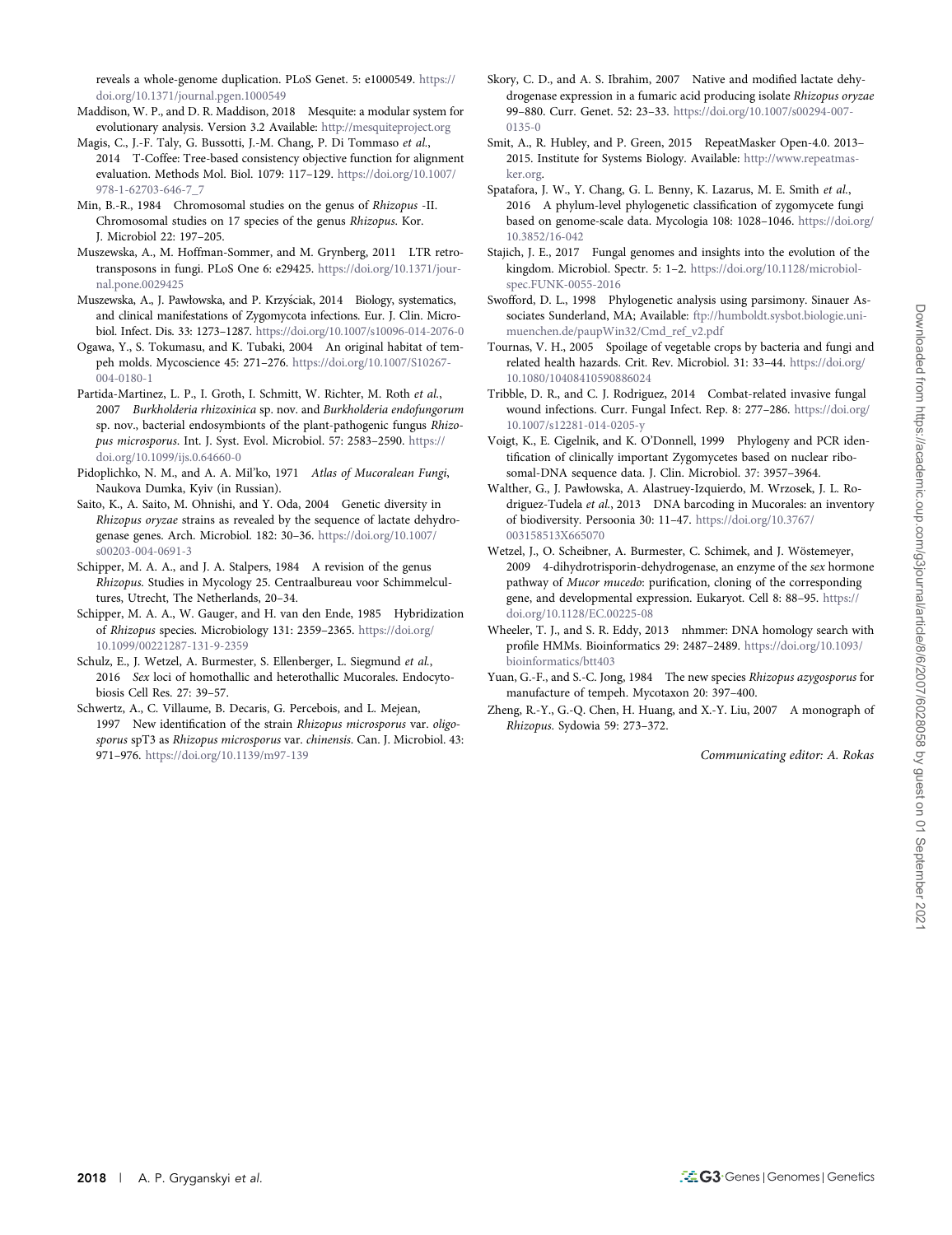reveals a whole-genome duplication. PLoS Genet. 5: e1000549. https://doi.org/10.1371/journal.pgen.1000549

Maddison, W. P., and D. R. Maddison, 2018 Mesquite: a modular system for evolutionary analysis. Version 3.2 Available: http://mesquiteproject.org

Magis, C., J.-F. Taly, G. Bussotti, J.-M. Chang, P. Di Tommaso *et al.*, 2014 T-Coffee: Tree-based consistency objective function for alignment evaluation. Methods Mol. Biol. 1079: 117–129. https://doi.org/10.1007/978-1-62703-646-7_7

Min, B.-R., 1984 Chromosomal studies on the genus of *Rhizopus* -II. Chromosomal studies on 17 species of the genus *Rhizopus*. Kor. J. Microbiol 22: 197–205.

Muszewska, A., M. Hoffman-Sommer, and M. Grynberg, 2011 LTR retrotransposons in fungi. PLoS One 6: e29425. https://doi.org/10.1371/journal.pone.0029425

Muszewska, A., J. Pawłowska, and P. Krzyściak, 2014 Biology, systematics, and clinical manifestations of Zygomycota infections. Eur. J. Clin. Microbiol. Infect. Dis. 33: 1273–1287. https://doi.org/10.1007/s10096-014-2076-0

Ogawa, Y., S. Tokumasu, and K. Tubaki, 2004 An original habitat of tempeh molds. Mycoscience 45: 271–276. https://doi.org/10.1007/S10267-004-0180-1

Partida-Martinez, L. P., I. Groth, I. Schmitt, W. Richter, M. Roth *et al.*, 2007 *Burkholderia rhizoxinica* sp. nov. and *Burkholderia endofungorum* sp. nov., bacterial endosymbionts of the plant-pathogenic fungus *Rhizopus microsporus*. Int. J. Syst. Evol. Microbiol. 57: 2583–2590. https://doi.org/10.1099/ijs.0.64660-0

Pidoplichko, N. M., and A. A. Mil'ko, 1971 *Atlas of Mucoralean Fungi*, Naukova Dumka, Kyiv (in Russian).

Saito, K., A. Saito, M. Ohnishi, and Y. Oda, 2004 Genetic diversity in *Rhizopus oryzae* strains as revealed by the sequence of lactate dehydrogenase genes. Arch. Microbiol. 182: 30–36. https://doi.org/10.1007/s00203-004-0691-3

Schipper, M. A. A., and J. A. Stalpers, 1984 A revision of the genus *Rhizopus*. Studies in Mycology 25. Centraalbureau voor Schimmelcultures, Utrecht, The Netherlands, 20–34.

Schipper, M. A. A., W. Gauger, and H. van den Ende, 1985 Hybridization of *Rhizopus* species. Microbiology 131: 2359–2365. https://doi.org/10.1099/00221287-131-9-2359

Schulz, E., J. Wetzel, A. Burmester, S. Ellenberger, L. Siegmund *et al.*, 2016 *Sex* loci of homothallic and heterothallic Mucorales. Endocytobiosis Cell Res. 27: 39–57.

Schwertz, A., C. Villaume, B. Decaris, G. Percebois, and L. Mejean, 1997 New identification of the strain *Rhizopus microsporus* var. *oligosporus* spT3 as *Rhizopus microsporus* var. *chinensis*. Can. J. Microbiol. 43: 971–976. https://doi.org/10.1139/m97-139

Skory, C. D., and A. S. Ibrahim, 2007 Native and modified lactate dehydrogenase expression in a fumaric acid producing isolate *Rhizopus oryzae* 99–880. Curr. Genet. 52: 23–33. https://doi.org/10.1007/s00294-007-0135-0

Smit, A., R. Hubley, and P. Green, 2015 RepeatMasker Open-4.0. 2013–2015. Institute for Systems Biology. Available: http://www.repeatmasker.org.

Spatafora, J. W., Y. Chang, G. L. Benny, K. Lazarus, M. E. Smith *et al.*, 2016 A phylum-level phylogenetic classification of zygomycete fungi based on genome-scale data. Mycologia 108: 1028–1046. https://doi.org/10.3852/16-042

Stajich, J. E., 2017 Fungal genomes and insights into the evolution of the kingdom. Microbiol. Spectr. 5: 1–2. https://doi.org/10.1128/microbiolspec.FUNK-0055-2016

Swofford, D. L., 1998 Phylogenetic analysis using parsimony. Sinauer Associates Sunderland, MA; Available: ftp://humboldt.sysbot.biologie.uni-muenchen.de/paupWin32/Cmd_ref_v2.pdf

Tournas, V. H., 2005 Spoilage of vegetable crops by bacteria and fungi and related health hazards. Crit. Rev. Microbiol. 31: 33–44. https://doi.org/10.1080/10408410590886024

Tribble, D. R., and C. J. Rodriguez, 2014 Combat-related invasive fungal wound infections. Curr. Fungal Infect. Rep. 8: 277–286. https://doi.org/10.1007/s12281-014-0205-y

Voigt, K., E. Cigelnik, and K. O'Donnell, 1999 Phylogeny and PCR identification of clinically important Zygomycetes based on nuclear ribosomal-DNA sequence data. J. Clin. Microbiol. 37: 3957–3964.

Walther, G., J. Pawłowska, A. Alastruey-Izquierdo, M. Wrzosek, J. L. Rodriguez-Tudela *et al.*, 2013 DNA barcoding in Mucorales: an inventory of biodiversity. Persoonia 30: 11–47. https://doi.org/10.3767/003158513X665070

Wetzel, J., O. Scheibner, A. Burmester, C. Schimek, and J. Wöstemeyer, 2009 4-dihydrotrisporin-dehydrogenase, an enzyme of the *sex* hormone pathway of *Mucor mucedo*: purification, cloning of the corresponding gene, and developmental expression. Eukaryot. Cell 8: 88–95. https://doi.org/10.1128/EC.00225-08

Wheeler, T. J., and S. R. Eddy, 2013 nhmmer: DNA homology search with profile HMMs. Bioinformatics 29: 2487–2489. https://doi.org/10.1093/bioinformatics/btt403

Yuan, G.-F., and S.-C. Jong, 1984 The new species *Rhizopus azygosporus* for manufacture of tempeh. Mycotaxon 20: 397–400.

Zheng, R.-Y., G.-Q. Chen, H. Huang, and X.-Y. Liu, 2007 A monograph of *Rhizopus*. Sydowia 59: 273–372.

*Communicating editor: A. Rokas*